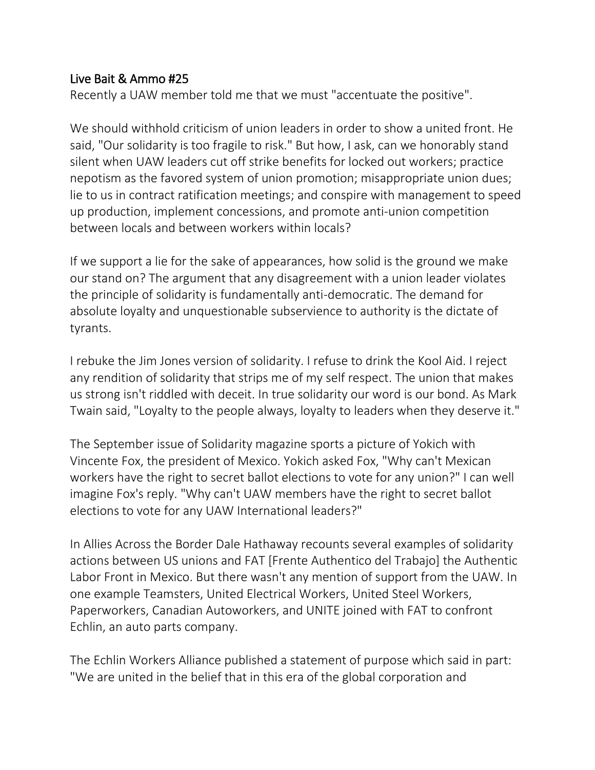## Live Bait & Ammo #25

Recently a UAW member told me that we must "accentuate the positive".

We should withhold criticism of union leaders in order to show a united front. He said, "Our solidarity is too fragile to risk." But how, I ask, can we honorably stand silent when UAW leaders cut off strike benefits for locked out workers; practice nepotism as the favored system of union promotion; misappropriate union dues; lie to us in contract ratification meetings; and conspire with management to speed up production, implement concessions, and promote anti-union competition between locals and between workers within locals?

If we support a lie for the sake of appearances, how solid is the ground we make our stand on? The argument that any disagreement with a union leader violates the principle of solidarity is fundamentally anti-democratic. The demand for absolute loyalty and unquestionable subservience to authority is the dictate of tyrants.

I rebuke the Jim Jones version of solidarity. I refuse to drink the Kool Aid. I reject any rendition of solidarity that strips me of my self respect. The union that makes us strong isn't riddled with deceit. In true solidarity our word is our bond. As Mark Twain said, "Loyalty to the people always, loyalty to leaders when they deserve it."

The September issue of Solidarity magazine sports a picture of Yokich with Vincente Fox, the president of Mexico. Yokich asked Fox, "Why can't Mexican workers have the right to secret ballot elections to vote for any union?" I can well imagine Fox's reply. "Why can't UAW members have the right to secret ballot elections to vote for any UAW International leaders?"

In Allies Across the Border Dale Hathaway recounts several examples of solidarity actions between US unions and FAT [Frente Authentico del Trabajo] the Authentic Labor Front in Mexico. But there wasn't any mention of support from the UAW. In one example Teamsters, United Electrical Workers, United Steel Workers, Paperworkers, Canadian Autoworkers, and UNITE joined with FAT to confront Echlin, an auto parts company.

The Echlin Workers Alliance published a statement of purpose which said in part: "We are united in the belief that in this era of the global corporation and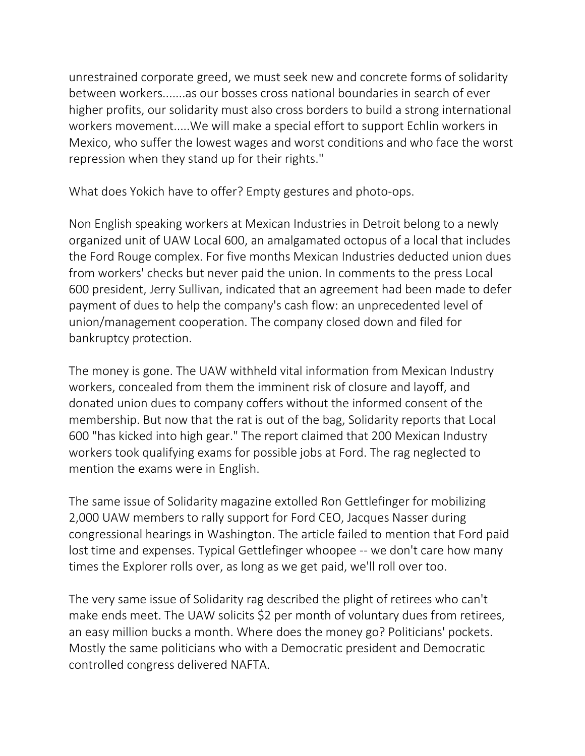unrestrained corporate greed, we must seek new and concrete forms of solidarity between workers.......as our bosses cross national boundaries in search of ever higher profits, our solidarity must also cross borders to build a strong international workers movement.....We will make a special effort to support Echlin workers in Mexico, who suffer the lowest wages and worst conditions and who face the worst repression when they stand up for their rights."

What does Yokich have to offer? Empty gestures and photo-ops.

Non English speaking workers at Mexican Industries in Detroit belong to a newly organized unit of UAW Local 600, an amalgamated octopus of a local that includes the Ford Rouge complex. For five months Mexican Industries deducted union dues from workers' checks but never paid the union. In comments to the press Local 600 president, Jerry Sullivan, indicated that an agreement had been made to defer payment of dues to help the company's cash flow: an unprecedented level of union/management cooperation. The company closed down and filed for bankruptcy protection.

The money is gone. The UAW withheld vital information from Mexican Industry workers, concealed from them the imminent risk of closure and layoff, and donated union dues to company coffers without the informed consent of the membership. But now that the rat is out of the bag, Solidarity reports that Local 600 "has kicked into high gear." The report claimed that 200 Mexican Industry workers took qualifying exams for possible jobs at Ford. The rag neglected to mention the exams were in English.

The same issue of Solidarity magazine extolled Ron Gettlefinger for mobilizing 2,000 UAW members to rally support for Ford CEO, Jacques Nasser during congressional hearings in Washington. The article failed to mention that Ford paid lost time and expenses. Typical Gettlefinger whoopee -- we don't care how many times the Explorer rolls over, as long as we get paid, we'll roll over too.

The very same issue of Solidarity rag described the plight of retirees who can't make ends meet. The UAW solicits $2 per month of voluntary dues from retirees, an easy million bucks a month. Where does the money go? Politicians' pockets. Mostly the same politicians who with a Democratic president and Democratic controlled congress delivered NAFTA.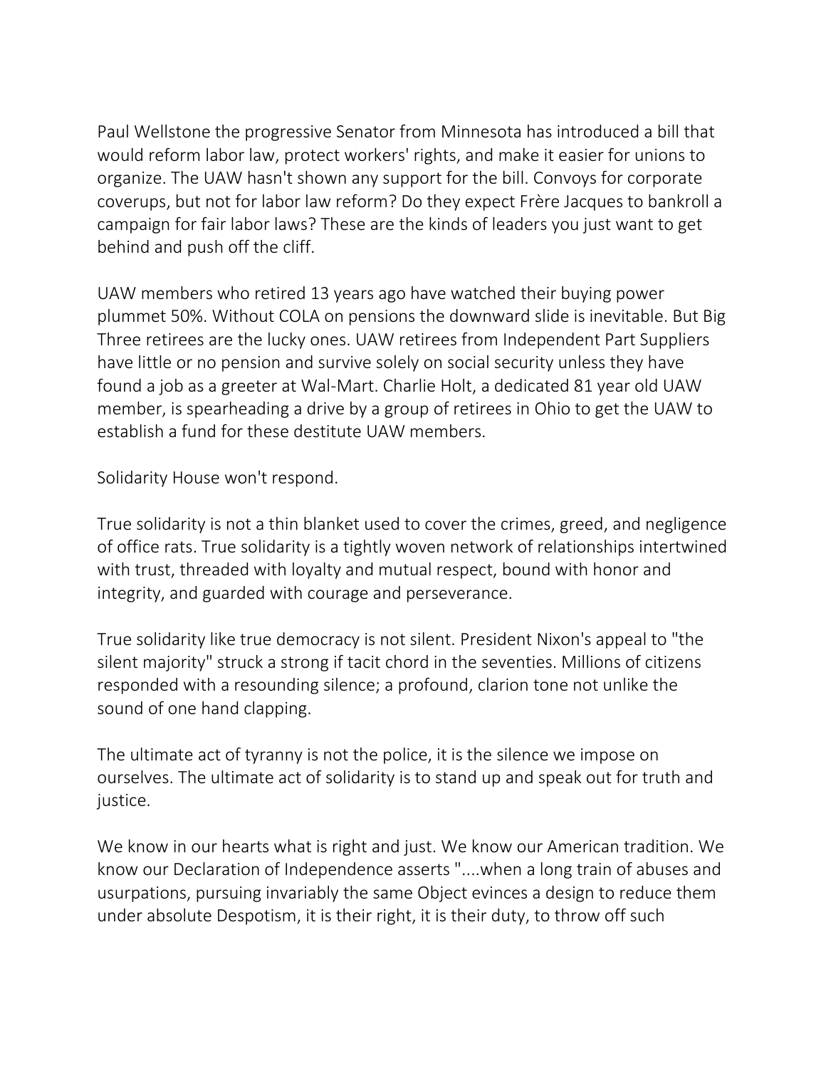Paul Wellstone the progressive Senator from Minnesota has introduced a bill that would reform labor law, protect workers' rights, and make it easier for unions to organize. The UAW hasn't shown any support for the bill. Convoys for corporate coverups, but not for labor law reform? Do they expect Frère Jacques to bankroll a campaign for fair labor laws? These are the kinds of leaders you just want to get behind and push off the cliff.

UAW members who retired 13 years ago have watched their buying power plummet 50%. Without COLA on pensions the downward slide is inevitable. But Big Three retirees are the lucky ones. UAW retirees from Independent Part Suppliers have little or no pension and survive solely on social security unless they have found a job as a greeter at Wal-Mart. Charlie Holt, a dedicated 81 year old UAW member, is spearheading a drive by a group of retirees in Ohio to get the UAW to establish a fund for these destitute UAW members.

Solidarity House won't respond.

True solidarity is not a thin blanket used to cover the crimes, greed, and negligence of office rats. True solidarity is a tightly woven network of relationships intertwined with trust, threaded with loyalty and mutual respect, bound with honor and integrity, and guarded with courage and perseverance.

True solidarity like true democracy is not silent. President Nixon's appeal to "the silent majority" struck a strong if tacit chord in the seventies. Millions of citizens responded with a resounding silence; a profound, clarion tone not unlike the sound of one hand clapping.

The ultimate act of tyranny is not the police, it is the silence we impose on ourselves. The ultimate act of solidarity is to stand up and speak out for truth and justice.

We know in our hearts what is right and just. We know our American tradition. We know our Declaration of Independence asserts "....when a long train of abuses and usurpations, pursuing invariably the same Object evinces a design to reduce them under absolute Despotism, it is their right, it is their duty, to throw off such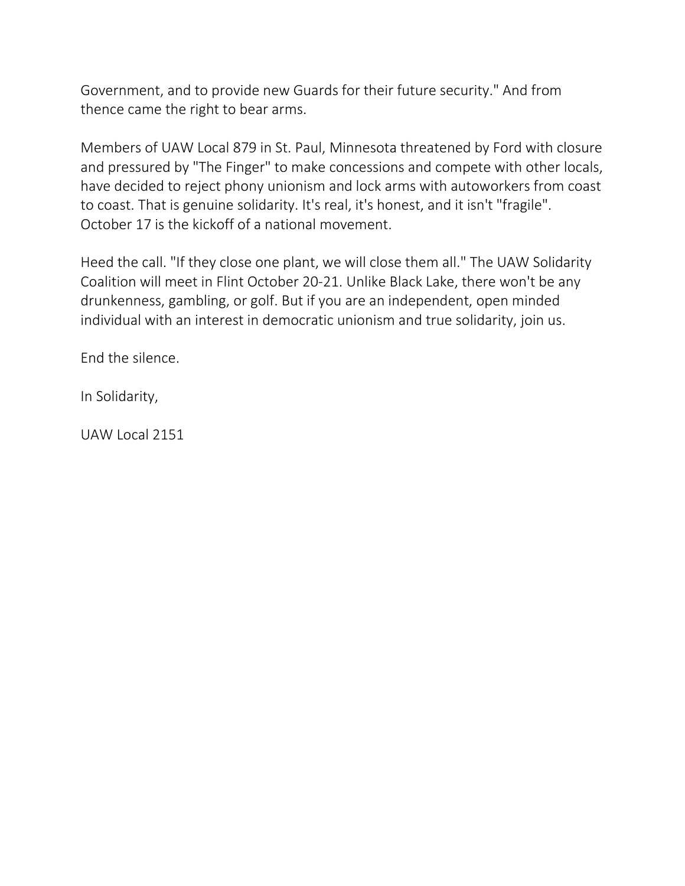Government, and to provide new Guards for their future security." And from thence came the right to bear arms.

Members of UAW Local 879 in St. Paul, Minnesota threatened by Ford with closure and pressured by "The Finger" to make concessions and compete with other locals, have decided to reject phony unionism and lock arms with autoworkers from coast to coast. That is genuine solidarity. It's real, it's honest, and it isn't "fragile". October 17 is the kickoff of a national movement.

Heed the call. "If they close one plant, we will close them all." The UAW Solidarity Coalition will meet in Flint October 20-21. Unlike Black Lake, there won't be any drunkenness, gambling, or golf. But if you are an independent, open minded individual with an interest in democratic unionism and true solidarity, join us.

End the silence.

In Solidarity,

UAW Local 2151